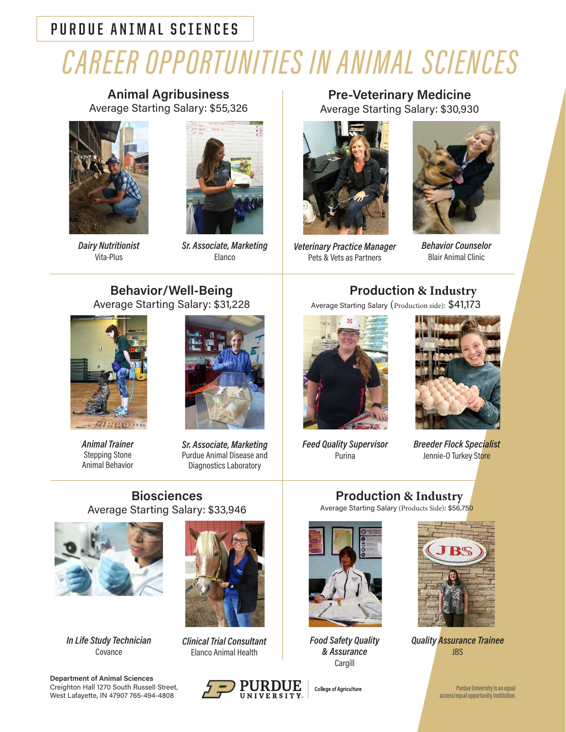PURDUE ANIMAL SCIENCES

# CAREER OPPORTUNITIES IN ANIMAL SCIENCES

## Animal Agribusiness

Average Starting Salary: $55,326

*Dairy Nutritionist*
Vita-Plus

*Sr. Associate, Marketing*
Elanco

## Pre-Veterinary Medicine

Average Starting Salary: $30,930

*Veterinary Practice Manager*
Pets & Vets as Partners

*Behavior Counselor*
Blair Animal Clinic

## Behavior/Well-Being

Average Starting Salary: $31,228

*Animal Trainer*
Stepping Stone Animal Behavior

*Sr. Associate, Marketing*
Purdue Animal Disease and Diagnostics Laboratory

## Production & Industry

Average Starting Salary (Production side): $41,173

*Feed Quality Supervisor*
Purina

*Breeder Flock Specialist*
Jennie-O Turkey Store

## Biosciences

Average Starting Salary: $33,946

*In Life Study Technician*
Covance

*Clinical Trial Consultant*
Elanco Animal Health

## Production & Industry

Average Starting Salary (Products Side): $56,750

*Food Safety Quality & Assurance*
Cargill

*Quality Assurance Trainee*
JBS

**Department of Animal Sciences**
Creighton Hall 1270 South Russell Street,
West Lafayette, IN 47907 765-494-4808

PURDUE UNIVERSITY | College of Agriculture

Purdue University is an equal access/equal opportunity institution.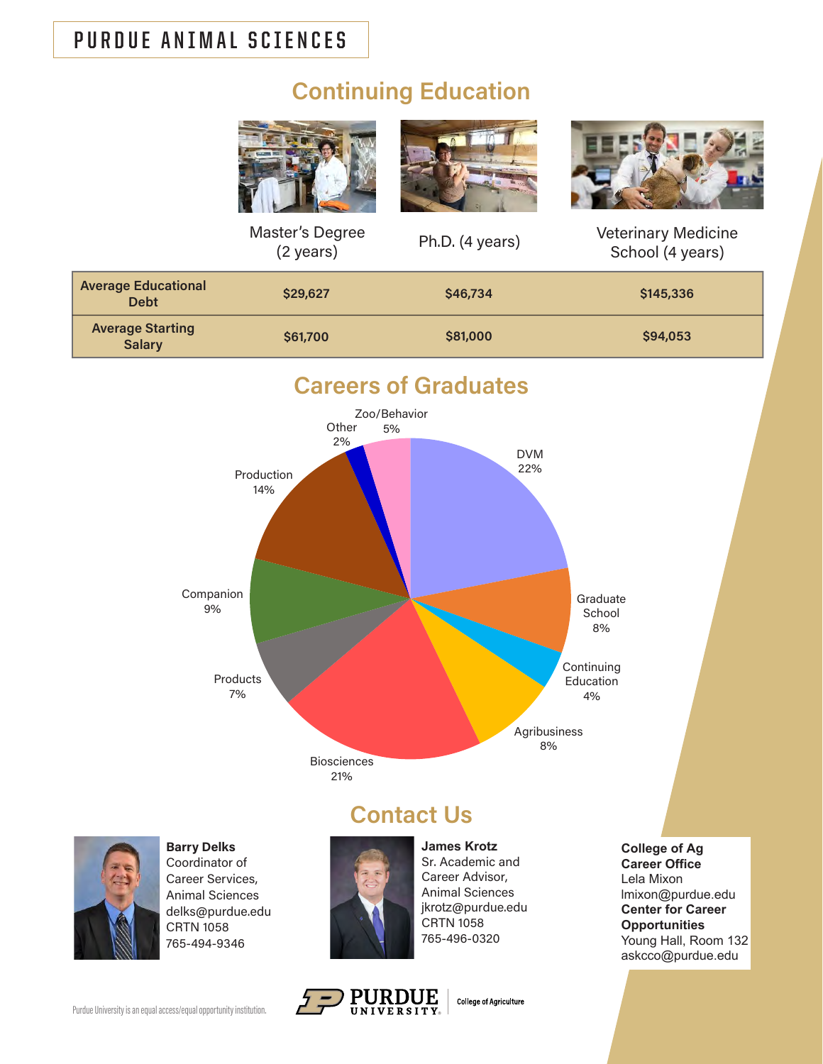PURDUE ANIMAL SCIENCES

## Continuing Education

| | Master's Degree (2 years) | Ph.D. (4 years) | Veterinary Medicine School (4 years) |
|---|---|---|---|
| **Average Educational Debt** | **$29,627** | **$46,734** | **$145,336** |
| **Average Starting Salary** | **$61,700** | **$81,000** | **$94,053** |

## Careers of Graduates

DVM 22%

Graduate School 8%

Continuing Education 4%

Agribusiness 8%

Biosciences 21%

Products 7%

Companion 9%

Production 14%

Other 2%

Zoo/Behavior 5%

## Contact Us

**Barry Delks**
Coordinator of Career Services, Animal Sciences
delks@purdue.edu
CRTN 1058
765-494-9346

**James Krotz**
Sr. Academic and Career Advisor, Animal Sciences
jkrotz@purdue.edu
CRTN 1058
765-496-0320

**College of Ag Career Office**
Lela Mixon
lmixon@purdue.edu

**Center for Career Opportunities**
Young Hall, Room 132
askcco@purdue.edu

Purdue University is an equal access/equal opportunity institution.

PURDUE UNIVERSITY | College of Agriculture